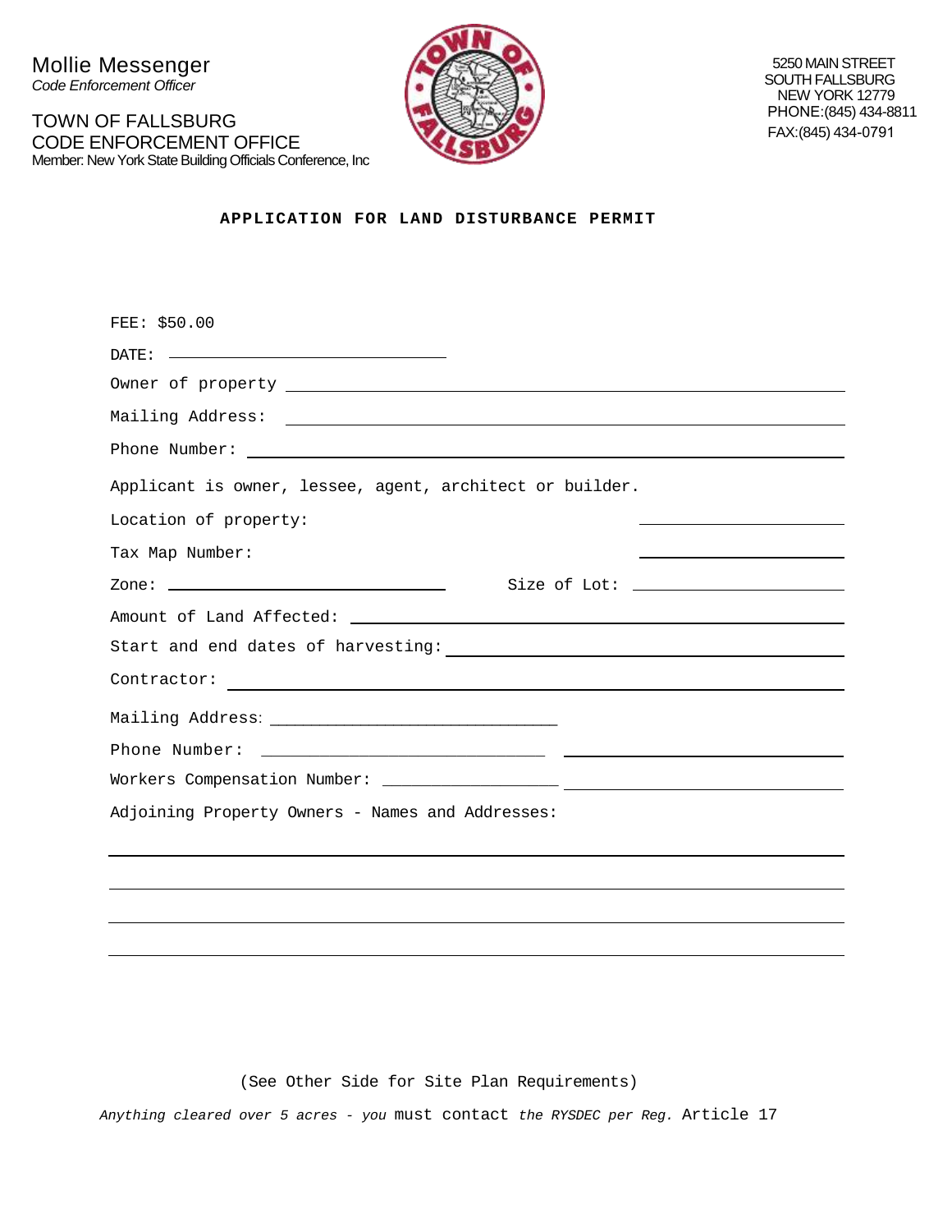Mollie Messenger
*Code Enforcement Officer*

TOWN OF FALLSBURG
CODE ENFORCEMENT OFFICE
Member: New York State Building Officials Conference, Inc

5250 MAIN STREET
SOUTH FALLSBURG
NEW YORK 12779
PHONE:(845) 434-8811
FAX:(845) 434-0791

## APPLICATION FOR LAND DISTURBANCE PERMIT

FEE: $50.00

DATE: ______________________________

Owner of property ______________________________

Mailing Address: ______________________________

Phone Number: ______________________________

Applicant is owner, lessee, agent, architect or builder.

Location of property: ______________________________

Tax Map Number: ______________________________

Zone: ______________________________ Size of Lot: ______________________________

Amount of Land Affected: ______________________________

Start and end dates of harvesting: ______________________________

Contractor: ______________________________

Mailing Address: ______________________________

Phone Number: ______________________________

Workers Compensation Number: ______________________________

Adjoining Property Owners - Names and Addresses:

______________________________

______________________________

______________________________

______________________________

(See Other Side for Site Plan Requirements)

*Anything cleared over 5 acres - you* must contact *the RYSDEC per Reg.* Article 17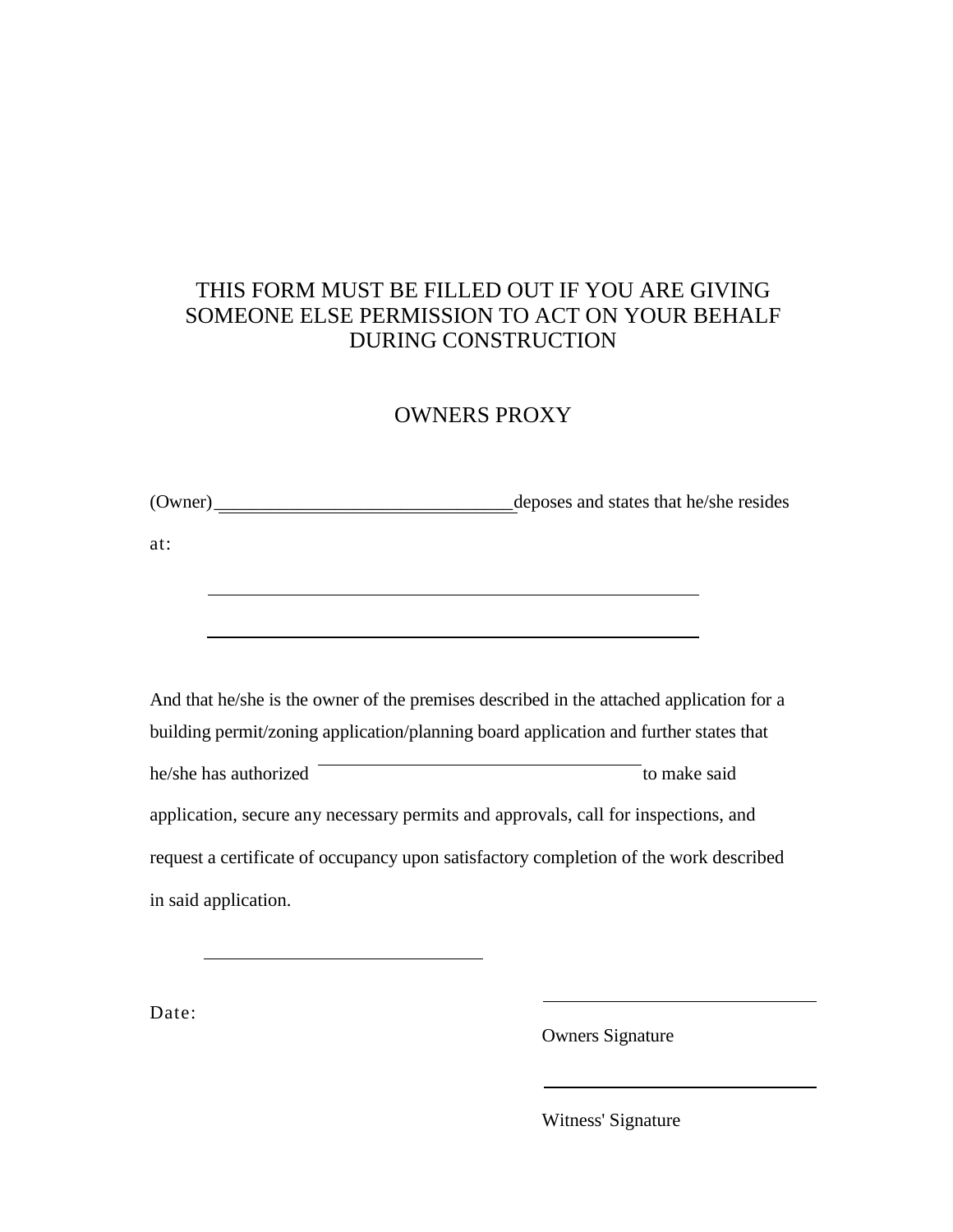THIS FORM MUST BE FILLED OUT IF YOU ARE GIVING SOMEONE ELSE PERMISSION TO ACT ON YOUR BEHALF DURING CONSTRUCTION

## OWNERS PROXY

(Owner) ________________________________ deposes and states that he/she resides

at:

______________________________________________________

______________________________________________________

And that he/she is the owner of the premises described in the attached application for a building permit/zoning application/planning board application and further states that he/she has authorized ____________________________________ to make said application, secure any necessary permits and approvals, call for inspections, and request a certificate of occupancy upon satisfactory completion of the work described in said application.

______________________________

Date:

______________________________

Owners Signature

______________________________

Witness' Signature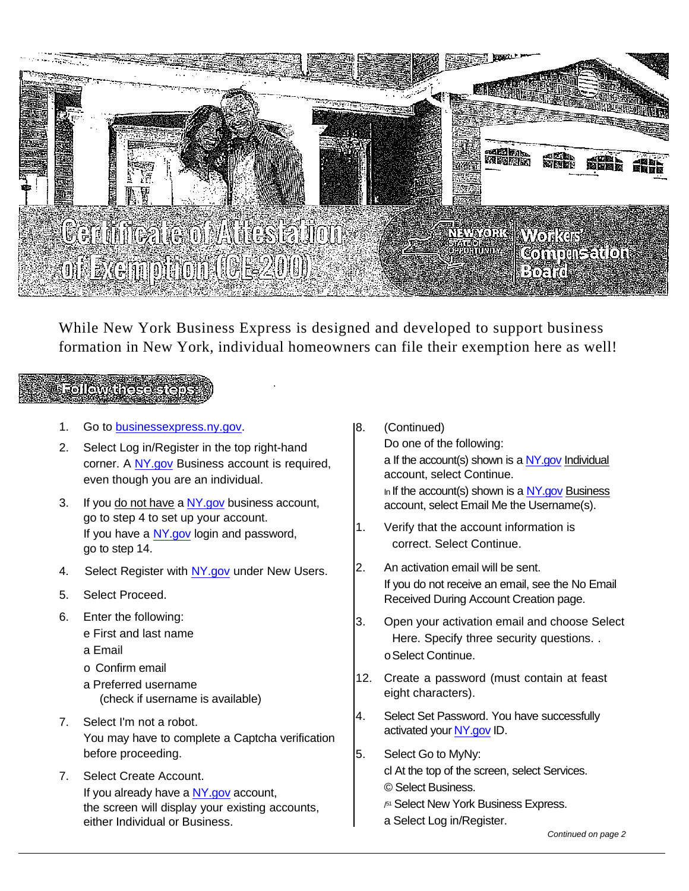# Certificate of Attestation of Exemption (CE-200)

**NEW YORK STATE OF OPPORTUNITY | Workers' Compensation Board**

While New York Business Express is designed and developed to support business formation in New York, individual homeowners can file their exemption here as well!

## Follow these steps:

1. Go to [businessexpress.ny.gov](businessexpress.ny.gov).
2. Select Log in/Register in the top right-hand corner. A NY.gov Business account is required, even though you are an individual.
3. If you do not have a NY.gov business account, go to step 4 to set up your account.
   If you have a NY.gov login and password, go to step 14.
4. Select Register with NY.gov under New Users.
5. Select Proceed.
6. Enter the following:
   - First and last name
   - Email
   - Confirm email
   - Preferred username (check if username is available)
7. Select I'm not a robot.
   You may have to complete a Captcha verification before proceeding.
7. Select Create Account.
   If you already have a NY.gov account, the screen will display your existing accounts, either Individual or Business.
8. (Continued)
   Do one of the following:
   - If the account(s) shown is a NY.gov Individual account, select Continue.
   - If the account(s) shown is a NY.gov Business account, select Email Me the Username(s).
1. Verify that the account information is correct. Select Continue.
2. An activation email will be sent.
   If you do not receive an email, see the No Email Received During Account Creation page.
3. Open your activation email and choose Select Here. Specify three security questions. .
   - Select Continue.
12. Create a password (must contain at feast eight characters).
4. Select Set Password. You have successfully activated your NY.gov ID.
5. Select Go to MyNy:
   - At the top of the screen, select Services.
   - Select Business.
   - Select New York Business Express.
   - Select Log in/Register.

*Continued on page 2*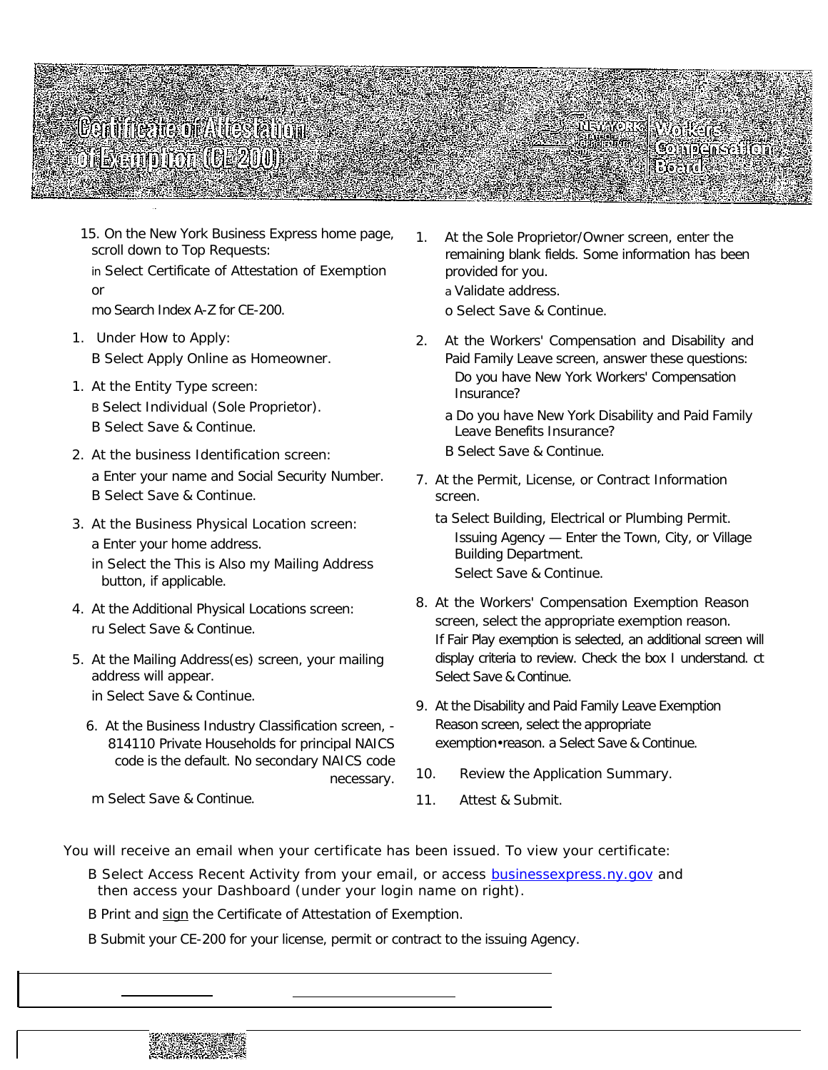# Certificate of Attestation of Exemption (CE-200)

NEW YORK STATE | Workers' Compensation Board

15. On the New York Business Express home page, scroll down to Top Requests:
    - in Select Certificate of Attestation of Exemption
    - or
    - mo Search Index A-Z for CE-200.

1. Under How to Apply:
   - B Select Apply Online as Homeowner.

1. At the Entity Type screen:
   - B Select Individual (Sole Proprietor).
   - B Select Save & Continue.

2. At the business Identification screen:
   - a Enter your name and Social Security Number.
   - B Select Save & Continue.

3. At the Business Physical Location screen:
   - a Enter your home address.
   - in Select the This is Also my Mailing Address button, if applicable.

4. At the Additional Physical Locations screen:
   - ru Select Save & Continue.

5. At the Mailing Address(es) screen, your mailing address will appear.
   - in Select Save & Continue.

6. At the Business Industry Classification screen, - 814110 Private Households for principal NAICS code is the default. No secondary NAICS code necessary.
   - m Select Save & Continue.

1. At the Sole Proprietor/Owner screen, enter the remaining blank fields. Some information has been provided for you.
   - a Validate address.
   - o Select Save & Continue.

2. At the Workers' Compensation and Disability and Paid Family Leave screen, answer these questions:
   - Do you have New York Workers' Compensation Insurance?
   - a Do you have New York Disability and Paid Family Leave Benefits Insurance?
   - B Select Save & Continue.

7. At the Permit, License, or Contract Information screen.
   - ta Select Building, Electrical or Plumbing Permit.
   - Issuing Agency — Enter the Town, City, or Village Building Department.
   - Select Save & Continue.

8. At the Workers' Compensation Exemption Reason screen, select the appropriate exemption reason. If Fair Play exemption is selected, an additional screen will display criteria to review. Check the box I understand. ct Select Save & Continue.

9. At the Disability and Paid Family Leave Exemption Reason screen, select the appropriate exemption•reason. a Select Save & Continue.

10. Review the Application Summary.

11. Attest & Submit.

You will receive an email when your certificate has been issued. To view your certificate:

- B Select Access Recent Activity from your email, or access businessexpress.ny.gov and then access your Dashboard (under your login name on right).
- B Print and sign the Certificate of Attestation of Exemption.
- B Submit your CE-200 for your license, permit or contract to the issuing Agency.